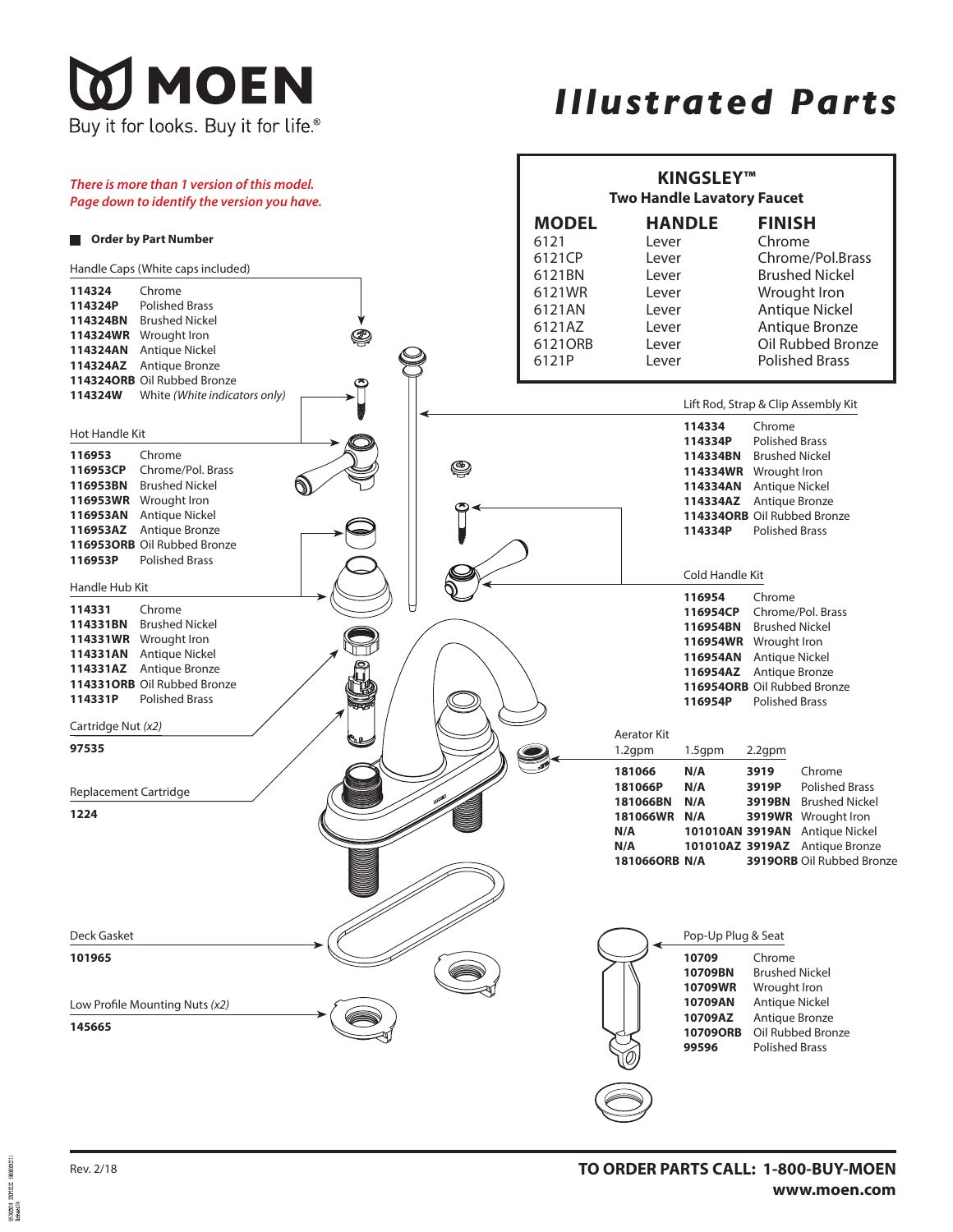# MOEN

Buy it for looks. Buy it for life.®

# Illustrated Parts

## KINGSLEY™

### Two Handle Lavatory Faucet

| MODEL | HANDLE | FINISH |
| --- | --- | --- |
| 6121 | Lever | Chrome |
| 6121CP | Lever | Chrome/Pol.Brass |
| 6121BN | Lever | Brushed Nickel |
| 6121WR | Lever | Wrought Iron |
| 6121AN | Lever | Antique Nickel |
| 6121AZ | Lever | Antique Bronze |
| 6121ORB | Lever | Oil Rubbed Bronze |
| 6121P | Lever | Polished Brass |

*There is more than 1 version of this model. Page down to identify the version you have.*

**Order by Part Number**

### Handle Caps (White caps included)

| | |
| --- | --- |
| **114324** | Chrome |
| **114324P** | Polished Brass |
| **114324BN** | Brushed Nickel |
| **114324WR** | Wrought Iron |
| **114324AN** | Antique Nickel |
| **114324AZ** | Antique Bronze |
| **114324ORB** | Oil Rubbed Bronze |
| **114324W** | White *(White indicators only)* |

### Hot Handle Kit

| | |
| --- | --- |
| **116953** | Chrome |
| **116953CP** | Chrome/Pol. Brass |
| **116953BN** | Brushed Nickel |
| **116953WR** | Wrought Iron |
| **116953AN** | Antique Nickel |
| **116953AZ** | Antique Bronze |
| **116953ORB** | Oil Rubbed Bronze |
| **116953P** | Polished Brass |

### Handle Hub Kit

| | |
| --- | --- |
| **114331** | Chrome |
| **114331BN** | Brushed Nickel |
| **114331WR** | Wrought Iron |
| **114331AN** | Antique Nickel |
| **114331AZ** | Antique Bronze |
| **114331ORB** | Oil Rubbed Bronze |
| **114331P** | Polished Brass |

### Cartridge Nut *(x2)*

**97535**

### Replacement Cartridge

**1224**

### Deck Gasket

**101965**

### Low Profile Mounting Nuts *(x2)*

**145665**

### Lift Rod, Strap & Clip Assembly Kit

| | |
| --- | --- |
| **114334** | Chrome |
| **114334P** | Polished Brass |
| **114334BN** | Brushed Nickel |
| **114334WR** | Wrought Iron |
| **114334AN** | Antique Nickel |
| **114334AZ** | Antique Bronze |
| **114334ORB** | Oil Rubbed Bronze |
| **114334P** | Polished Brass |

### Cold Handle Kit

| | |
| --- | --- |
| **116954** | Chrome |
| **116954CP** | Chrome/Pol. Brass |
| **116954BN** | Brushed Nickel |
| **116954WR** | Wrought Iron |
| **116954AN** | Antique Nickel |
| **116954AZ** | Antique Bronze |
| **116954ORB** | Oil Rubbed Bronze |
| **116954P** | Polished Brass |

### Aerator Kit

| 1.2gpm | 1.5gpm | 2.2gpm | |
| --- | --- | --- | --- |
| **181066** | **N/A** | **3919** | Chrome |
| **181066P** | **N/A** | **3919P** | Polished Brass |
| **181066BN** | **N/A** | **3919BN** | Brushed Nickel |
| **181066WR** | **N/A** | **3919WR** | Wrought Iron |
| **N/A** | **101010AN** | **3919AN** | Antique Nickel |
| **N/A** | **101010AZ** | **3919AZ** | Antique Bronze |
| **181066ORB** | **N/A** | **3919ORB** | Oil Rubbed Bronze |

### Pop-Up Plug & Seat

| | |
| --- | --- |
| **10709** | Chrome |
| **10709BN** | Brushed Nickel |
| **10709WR** | Wrought Iron |
| **10709AN** | Antique Nickel |
| **10709AZ** | Antique Bronze |
| **10709ORB** | Oil Rubbed Bronze |
| **99596** | Polished Brass |

Rev. 2/18

**TO ORDER PARTS CALL: 1-800-BUY-MOEN**
**www.moen.com**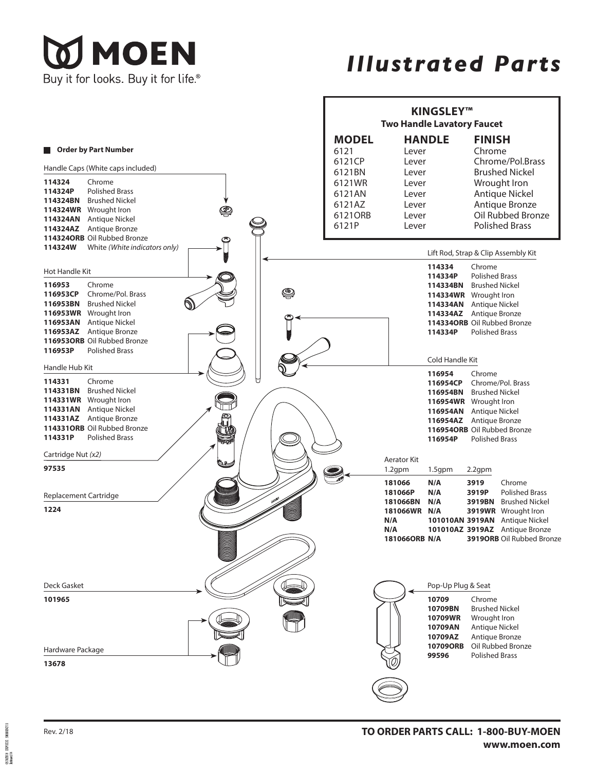# MOEN

Buy it for looks. Buy it for life.®

# Illustrated Parts

## KINGSLEY™

**Two Handle Lavatory Faucet**

| MODEL | HANDLE | FINISH |
|---|---|---|
| 6121 | Lever | Chrome |
| 6121CP | Lever | Chrome/Pol.Brass |
| 6121BN | Lever | Brushed Nickel |
| 6121WR | Lever | Wrought Iron |
| 6121AN | Lever | Antique Nickel |
| 6121AZ | Lever | Antique Bronze |
| 6121ORB | Lever | Oil Rubbed Bronze |
| 6121P | Lever | Polished Brass |

**Order by Part Number**

Handle Caps (White caps included)

| | |
|---|---|
| **114324** | Chrome |
| **114324P** | Polished Brass |
| **114324BN** | Brushed Nickel |
| **114324WR** | Wrought Iron |
| **114324AN** | Antique Nickel |
| **114324AZ** | Antique Bronze |
| **114324ORB** | Oil Rubbed Bronze |
| **114324W** | White *(White indicators only)* |

Hot Handle Kit

| | |
|---|---|
| **116953** | Chrome |
| **116953CP** | Chrome/Pol. Brass |
| **116953BN** | Brushed Nickel |
| **116953WR** | Wrought Iron |
| **116953AN** | Antique Nickel |
| **116953AZ** | Antique Bronze |
| **116953ORB** | Oil Rubbed Bronze |
| **116953P** | Polished Brass |

Handle Hub Kit

| | |
|---|---|
| **114331** | Chrome |
| **114331BN** | Brushed Nickel |
| **114331WR** | Wrought Iron |
| **114331AN** | Antique Nickel |
| **114331AZ** | Antique Bronze |
| **114331ORB** | Oil Rubbed Bronze |
| **114331P** | Polished Brass |

Cartridge Nut *(x2)*

**97535**

Replacement Cartridge

**1224**

Deck Gasket

**101965**

Hardware Package

**13678**

Lift Rod, Strap & Clip Assembly Kit

| | |
|---|---|
| **114334** | Chrome |
| **114334P** | Polished Brass |
| **114334BN** | Brushed Nickel |
| **114334WR** | Wrought Iron |
| **114334AN** | Antique Nickel |
| **114334AZ** | Antique Bronze |
| **114334ORB** | Oil Rubbed Bronze |
| **114334P** | Polished Brass |

Cold Handle Kit

| | |
|---|---|
| **116954** | Chrome |
| **116954CP** | Chrome/Pol. Brass |
| **116954BN** | Brushed Nickel |
| **116954WR** | Wrought Iron |
| **116954AN** | Antique Nickel |
| **116954AZ** | Antique Bronze |
| **116954ORB** | Oil Rubbed Bronze |
| **116954P** | Polished Brass |

Aerator Kit

| 1.2gpm | 1.5gpm | 2.2gpm | |
|---|---|---|---|
| **181066** | **N/A** | **3919** | Chrome |
| **181066P** | **N/A** | **3919P** | Polished Brass |
| **181066BN** | **N/A** | **3919BN** | Brushed Nickel |
| **181066WR** | **N/A** | **3919WR** | Wrought Iron |
| **N/A** | **101010AN** | **3919AN** | Antique Nickel |
| **N/A** | **101010AZ** | **3919AZ** | Antique Bronze |
| **181066ORB** | **N/A** | **3919ORB** | Oil Rubbed Bronze |

Pop-Up Plug & Seat

| | |
|---|---|
| **10709** | Chrome |
| **10709BN** | Brushed Nickel |
| **10709WR** | Wrought Iron |
| **10709AN** | Antique Nickel |
| **10709AZ** | Antique Bronze |
| **10709ORB** | Oil Rubbed Bronze |
| **99596** | Polished Brass |

Rev. 2/18

**TO ORDER PARTS CALL: 1-800-BUY-MOEN**
**www.moen.com**